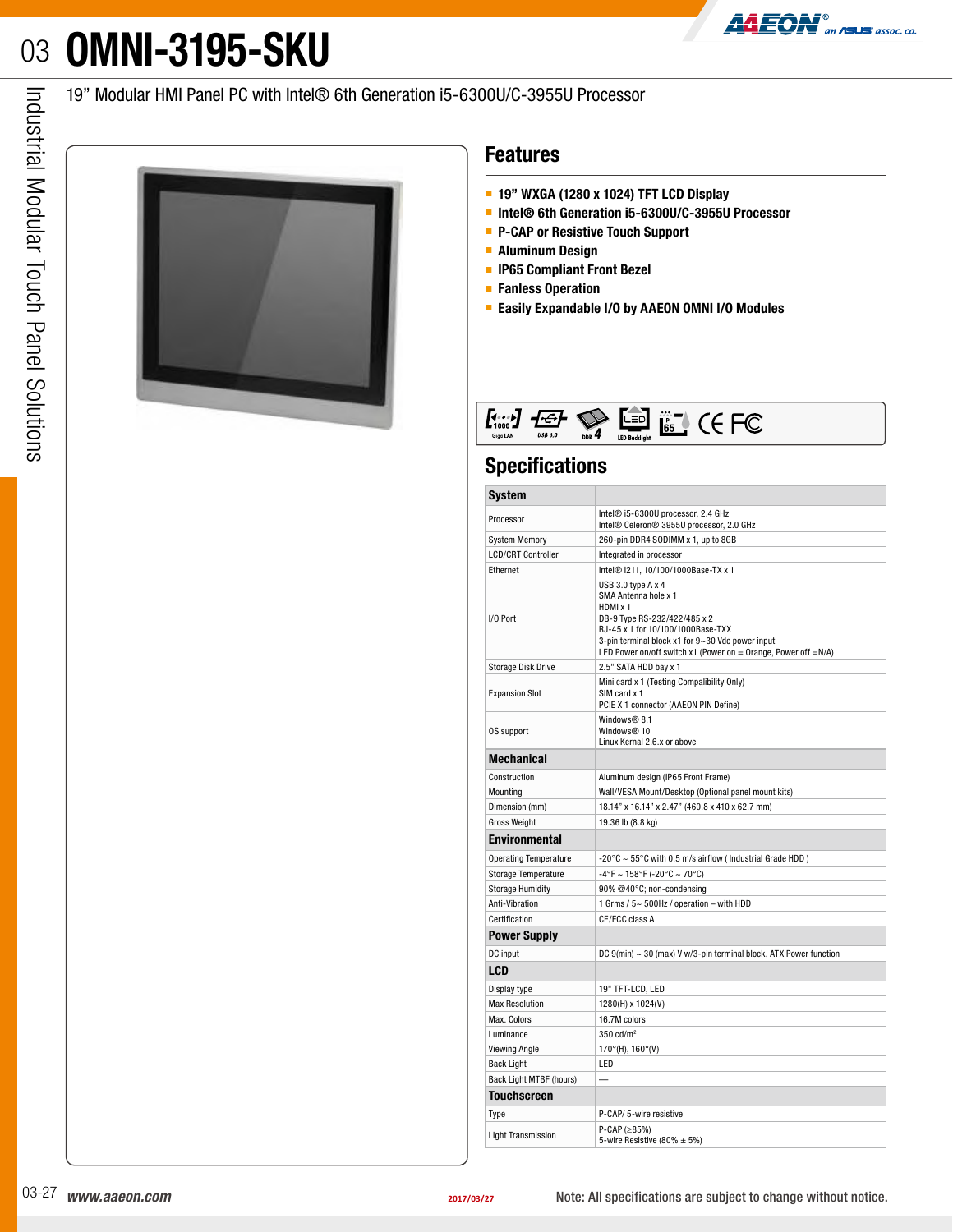# OMNI-3195-SKU

19” Modular HMI Panel PC with Intel® 6th Generation i5-6300U/C-3955U Processor

## Features

- **19” WXGA (1280 x 1024) TFT LCD Display**
- **Intel® 6th Generation i5-6300U/C-3955U Processor**
- **P-CAP or Resistive Touch Support**
- **Aluminum Design**
- **IP65 Compliant Front Bezel**
- **Fanless Operation**
- **Easily Expandable I/O by AAEON OMNI I/O Modules**

## Specifications

| **System** | |
|---|---|
| Processor | Intel® i5-6300U processor, 2.4 GHz<br>Intel® Celeron® 3955U processor, 2.0 GHz |
| System Memory | 260-pin DDR4 SODIMM x 1, up to 8GB |
| LCD/CRT Controller | Integrated in processor |
| Ethernet | Intel® I211, 10/100/1000Base-TX x 1 |
| I/O Port | USB 3.0 type A x 4<br>SMA Antenna hole x 1<br>HDMI x 1<br>DB-9 Type RS-232/422/485 x 2<br>RJ-45 x 1 for 10/100/1000Base-TXX<br>3-pin terminal block x1 for 9~30 Vdc power input<br>LED Power on/off switch x1 (Power on = Orange, Power off =N/A) |
| Storage Disk Drive | 2.5" SATA HDD bay x 1 |
| Expansion Slot | Mini card x 1 (Testing Compalibility Only)<br>SIM card x 1<br>PCIE X 1 connector (AAEON PIN Define) |
| OS support | Windows® 8.1<br>Windows® 10<br>Linux Kernal 2.6.x or above |
| **Mechanical** | |
| Construction | Aluminum design (IP65 Front Frame) |
| Mounting | Wall/VESA Mount/Desktop (Optional panel mount kits) |
| Dimension (mm) | 18.14” x 16.14” x 2.47” (460.8 x 410 x 62.7 mm) |
| Gross Weight | 19.36 lb (8.8 kg) |
| **Environmental** | |
| Operating Temperature | -20°C ~ 55°C with 0.5 m/s airflow ( Industrial Grade HDD ) |
| Storage Temperature | -4°F ~ 158°F (-20°C ~ 70°C) |
| Storage Humidity | 90% @40°C; non-condensing |
| Anti-Vibration | 1 Grms / 5~ 500Hz / operation – with HDD |
| Certification | CE/FCC class A |
| **Power Supply** | |
| DC input | DC 9(min) ~ 30 (max) V w/3-pin terminal block, ATX Power function |
| **LCD** | |
| Display type | 19" TFT-LCD, LED |
| Max Resolution | 1280(H) x 1024(V) |
| Max. Colors | 16.7M colors |
| Luminance | 350 cd/m² |
| Viewing Angle | 170°(H), 160°(V) |
| Back Light | LED |
| Back Light MTBF (hours) | — |
| **Touchscreen** | |
| Type | P-CAP/ 5-wire resistive |
| Light Transmission | P-CAP (≥85%)<br>5-wire Resistive (80% ± 5%) |

www.aaeon.com 2017/03/27 Note: All specifications are subject to change without notice.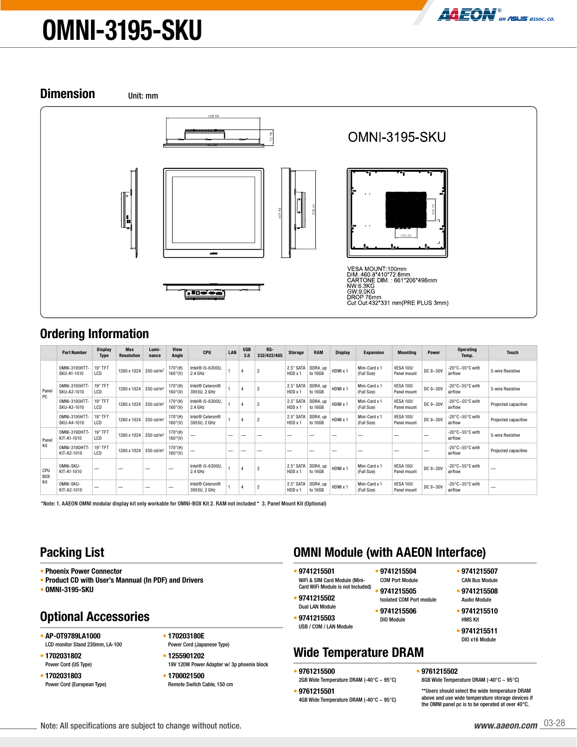# OMNI-3195-SKU

## Dimension

Unit: mm

OMNI-3195-SKU

VESA MOUNT:100mm
DIM.:460.8*410*72.8mm
CARTONE DIM. : 661*206*496mm
NW:6.3KG
GW:9.0KG
DROP 76mm
Cut Out:432*331 mm(PRE PLUS 3mm)

## Ordering Information

| | Part Number | Display Type | Max Resolution | Luminance | View Angle | CPU | LAN | USB 3.0 | RS-232/422/485 | Storage | RAM | Display | Expansion | Mounting | Power | Operating Temp. | Touch |
|---|---|---|---|---|---|---|---|---|---|---|---|---|---|---|---|---|---|
| Panel PC | OMNI-3195HTT-SKU-A1-1010 | 19" TFT LCD | 1280 x 1024 | 350 cd/m² | 170°(H) 160°(V) | Intel® i5-6300U, 2.4 GHz | 1 | 4 | 2 | 2.5" SATA HDD x 1 | DDR4, up to 16GB | HDMI x 1 | Mini-Card x 1 (Full Size) | VESA 100/ Panel mount | DC 9~30V | -20°C~55°C with airflow | 5-wire Resistive |
| | OMNI-3195HTT-SKU-A2-1010 | 19" TFT LCD | 1280 x 1024 | 350 cd/m² | 170°(H) 160°(V) | Intel® Celeron® 3955U, 2 GHz | 1 | 4 | 2 | 2.5" SATA HDD x 1 | DDR4, up to 16GB | HDMI x 1 | Mini-Card x 1 (Full Size) | VESA 100/ Panel mount | DC 9~30V | -20°C~55°C with airflow | 5-wire Resistive |
| | OMNI-3195HTT-SKU-A3-1010 | 19" TFT LCD | 1280 x 1024 | 350 cd/m² | 170°(H) 160°(V) | Intel® i5-6300U, 2.4 GHz | 1 | 4 | 2 | 2.5" SATA HDD x 1 | DDR4, up to 16GB | HDMI x 1 | Mini-Card x 1 (Full Size) | VESA 100/ Panel mount | DC 9~30V | -20°C~55°C with airflow | Projected capacitive |
| | OMNI-3195HTT-SKU-A4-1010 | 19" TFT LCD | 1280 x 1024 | 350 cd/m² | 170°(H) 160°(V) | Intel® Celeron® 3955U, 2 GHz | 1 | 4 | 2 | 2.5" SATA HDD x 1 | DDR4, up to 16GB | HDMI x 1 | Mini-Card x 1 (Full Size) | VESA 100/ Panel mount | DC 9~30V | -20°C~55°C with airflow | Projected capacitive |
| Panel Kit | OMNI-319DHTT-KIT-A1-1010 | 19" TFT LCD | 1280 x 1024 | 350 cd/m² | 170°(H) 160°(V) | — | — | — | — | — | — | — | — | — | — | -20°C~55°C with airflow | 5-wire Resistive |
| | OMNI-319DHTT-KIT-A2-1010 | 19" TFT LCD | 1280 x 1024 | 350 cd/m² | 170°(H) 160°(V) | — | — | — | — | — | — | — | — | — | — | -20°C~55°C with airflow | Projected capacitive |
| CPU BOX Kit | OMNI-SKU-KIT-A1-1010 | — | — | — | — | Intel® i5-6300U, 2.4 GHz | 1 | 4 | 2 | 2.5" SATA HDD x 1 | DDR4, up to 16GB | HDMI x 1 | Mini-Card x 1 (Full Size) | VESA 100/ Panel mount | DC 9~30V | -20°C~55°C with airflow | — |
| | OMNI-SKU-KIT-A2-1010 | — | — | — | — | Intel® Celeron® 3955U, 2 GHz | 1 | 4 | 2 | 2.5" SATA HDD x 1 | DDR4, up to 16GB | HDMI x 1 | Mini-Card x 1 (Full Size) | VESA 100/ Panel mount | DC 9~30V | -20°C~55°C with airflow | — |

"Note: 1. AAEON OMNI modular display kit only workable for OMNI-BOX Kit 2. RAM not included * 3. Panel Mount Kit (Optional)

## Packing List

- Phoenix Power Connector
- Product CD with User's Mannual (In PDF) and Drivers
- OMNI-3195-SKU

## Optional Accessories

- **AP-0T9789LA1000**
  LCD monitor Stand 230mm, LA-100
- **1702031802**
  Power Cord (US Type)
- **1702031803**
  Power Cord (European Type)
- **170203180E**
  Power Cord (Japanese Type)
- **1255901202**
  19V 120W Power Adapter w/ 3p phoenix block
- **1700021500**
  Remote Switch Cable, 150 cm

## OMNI Module (with AAEON Interface)

- **9741215501**
  WiFi & SIM Card Module (Mini-Card WiFi Module is not Included)
- **9741215502**
  Dual LAN Module
- **9741215503**
  USB / COM / LAN Module
- **9741215504**
  COM Port Module
- **9741215505**
  Isolated COM Port module
- **9741215506**
  DIO Module
- **9741215507**
  CAN Bus Module
- **9741215508**
  Audio Module
- **9741215510**
  HMS Kit
- **9741215511**
  DIO x16 Module

## Wide Temperature DRAM

- **9761215500**
  2GB Wide Temperature DRAM (-40°C ~ 95°C)
- **9761215501**
  4GB Wide Temperature DRAM (-40°C ~ 95°C)
- **9761215502**
  8GB Wide Temperature DRAM (-40°C ~ 95°C)

**Users should select the wide temperature DRAM above and use wide temperature storage devices if the OMNI panel pc is to be operated at over 40°C.

Note: All specifications are subject to change without notice.